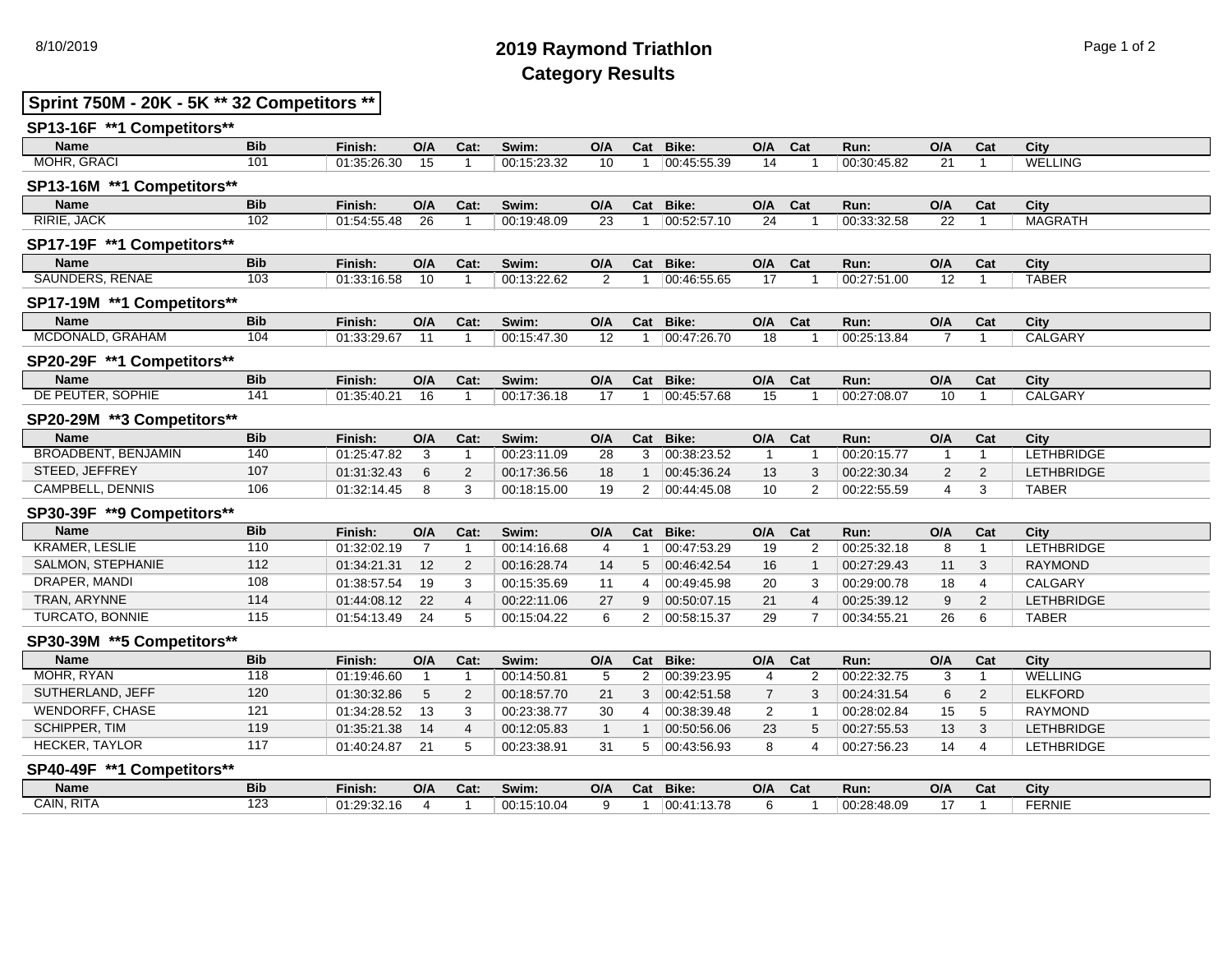# 2019 Raymond Triathlon
## Category Results

8/10/2019

## Sprint 750M - 20K - 5K ** 32 Competitors **

### SP13-16F **1 Competitors**

| Name | Bib | Finish: | O/A | Cat: | Swim: | O/A | Cat | Bike: | O/A | Cat | Run: | O/A | Cat | City |
|---|---|---|---|---|---|---|---|---|---|---|---|---|---|---|
| MOHR, GRACI | 101 | 01:35:26.30 | 15 | 1 | 00:15:23.32 | 10 | 1 | 00:45:55.39 | 14 | 1 | 00:30:45.82 | 21 | 1 | WELLING |

### SP13-16M **1 Competitors**

| Name | Bib | Finish: | O/A | Cat: | Swim: | O/A | Cat | Bike: | O/A | Cat | Run: | O/A | Cat | City |
|---|---|---|---|---|---|---|---|---|---|---|---|---|---|---|
| RIRIE, JACK | 102 | 01:54:55.48 | 26 | 1 | 00:19:48.09 | 23 | 1 | 00:52:57.10 | 24 | 1 | 00:33:32.58 | 22 | 1 | MAGRATH |

### SP17-19F **1 Competitors**

| Name | Bib | Finish: | O/A | Cat: | Swim: | O/A | Cat | Bike: | O/A | Cat | Run: | O/A | Cat | City |
|---|---|---|---|---|---|---|---|---|---|---|---|---|---|---|
| SAUNDERS, RENAE | 103 | 01:33:16.58 | 10 | 1 | 00:13:22.62 | 2 | 1 | 00:46:55.65 | 17 | 1 | 00:27:51.00 | 12 | 1 | TABER |

### SP17-19M **1 Competitors**

| Name | Bib | Finish: | O/A | Cat: | Swim: | O/A | Cat | Bike: | O/A | Cat | Run: | O/A | Cat | City |
|---|---|---|---|---|---|---|---|---|---|---|---|---|---|---|
| MCDONALD, GRAHAM | 104 | 01:33:29.67 | 11 | 1 | 00:15:47.30 | 12 | 1 | 00:47:26.70 | 18 | 1 | 00:25:13.84 | 7 | 1 | CALGARY |

### SP20-29F **1 Competitors**

| Name | Bib | Finish: | O/A | Cat: | Swim: | O/A | Cat | Bike: | O/A | Cat | Run: | O/A | Cat | City |
|---|---|---|---|---|---|---|---|---|---|---|---|---|---|---|
| DE PEUTER, SOPHIE | 141 | 01:35:40.21 | 16 | 1 | 00:17:36.18 | 17 | 1 | 00:45:57.68 | 15 | 1 | 00:27:08.07 | 10 | 1 | CALGARY |

### SP20-29M **3 Competitors**

| Name | Bib | Finish: | O/A | Cat: | Swim: | O/A | Cat | Bike: | O/A | Cat | Run: | O/A | Cat | City |
|---|---|---|---|---|---|---|---|---|---|---|---|---|---|---|
| BROADBENT, BENJAMIN | 140 | 01:25:47.82 | 3 | 1 | 00:23:11.09 | 28 | 3 | 00:38:23.52 | 1 | 1 | 00:20:15.77 | 1 | 1 | LETHBRIDGE |
| STEED, JEFFREY | 107 | 01:31:32.43 | 6 | 2 | 00:17:36.56 | 18 | 1 | 00:45:36.24 | 13 | 3 | 00:22:30.34 | 2 | 2 | LETHBRIDGE |
| CAMPBELL, DENNIS | 106 | 01:32:14.45 | 8 | 3 | 00:18:15.00 | 19 | 2 | 00:44:45.08 | 10 | 2 | 00:22:55.59 | 4 | 3 | TABER |

### SP30-39F **9 Competitors**

| Name | Bib | Finish: | O/A | Cat: | Swim: | O/A | Cat | Bike: | O/A | Cat | Run: | O/A | Cat | City |
|---|---|---|---|---|---|---|---|---|---|---|---|---|---|---|
| KRAMER, LESLIE | 110 | 01:32:02.19 | 7 | 1 | 00:14:16.68 | 4 | 1 | 00:47:53.29 | 19 | 2 | 00:25:32.18 | 8 | 1 | LETHBRIDGE |
| SALMON, STEPHANIE | 112 | 01:34:21.31 | 12 | 2 | 00:16:28.74 | 14 | 5 | 00:46:42.54 | 16 | 1 | 00:27:29.43 | 11 | 3 | RAYMOND |
| DRAPER, MANDI | 108 | 01:38:57.54 | 19 | 3 | 00:15:35.69 | 11 | 4 | 00:49:45.98 | 20 | 3 | 00:29:00.78 | 18 | 4 | CALGARY |
| TRAN, ARYNNE | 114 | 01:44:08.12 | 22 | 4 | 00:22:11.06 | 27 | 9 | 00:50:07.15 | 21 | 4 | 00:25:39.12 | 9 | 2 | LETHBRIDGE |
| TURCATO, BONNIE | 115 | 01:54:13.49 | 24 | 5 | 00:15:04.22 | 6 | 2 | 00:58:15.37 | 29 | 7 | 00:34:55.21 | 26 | 6 | TABER |

### SP30-39M **5 Competitors**

| Name | Bib | Finish: | O/A | Cat: | Swim: | O/A | Cat | Bike: | O/A | Cat | Run: | O/A | Cat | City |
|---|---|---|---|---|---|---|---|---|---|---|---|---|---|---|
| MOHR, RYAN | 118 | 01:19:46.60 | 1 | 1 | 00:14:50.81 | 5 | 2 | 00:39:23.95 | 4 | 2 | 00:22:32.75 | 3 | 1 | WELLING |
| SUTHERLAND, JEFF | 120 | 01:30:32.86 | 5 | 2 | 00:18:57.70 | 21 | 3 | 00:42:51.58 | 7 | 3 | 00:24:31.54 | 6 | 2 | ELKFORD |
| WENDORFF, CHASE | 121 | 01:34:28.52 | 13 | 3 | 00:23:38.77 | 30 | 4 | 00:38:39.48 | 2 | 1 | 00:28:02.84 | 15 | 5 | RAYMOND |
| SCHIPPER, TIM | 119 | 01:35:21.38 | 14 | 4 | 00:12:05.83 | 1 | 1 | 00:50:56.06 | 23 | 5 | 00:27:55.53 | 13 | 3 | LETHBRIDGE |
| HECKER, TAYLOR | 117 | 01:40:24.87 | 21 | 5 | 00:23:38.91 | 31 | 5 | 00:43:56.93 | 8 | 4 | 00:27:56.23 | 14 | 4 | LETHBRIDGE |

### SP40-49F **1 Competitors**

| Name | Bib | Finish: | O/A | Cat: | Swim: | O/A | Cat | Bike: | O/A | Cat | Run: | O/A | Cat | City |
|---|---|---|---|---|---|---|---|---|---|---|---|---|---|---|
| CAIN, RITA | 123 | 01:29:32.16 | 4 | 1 | 00:15:10.04 | 9 | 1 | 00:41:13.78 | 6 | 1 | 00:28:48.09 | 17 | 1 | FERNIE |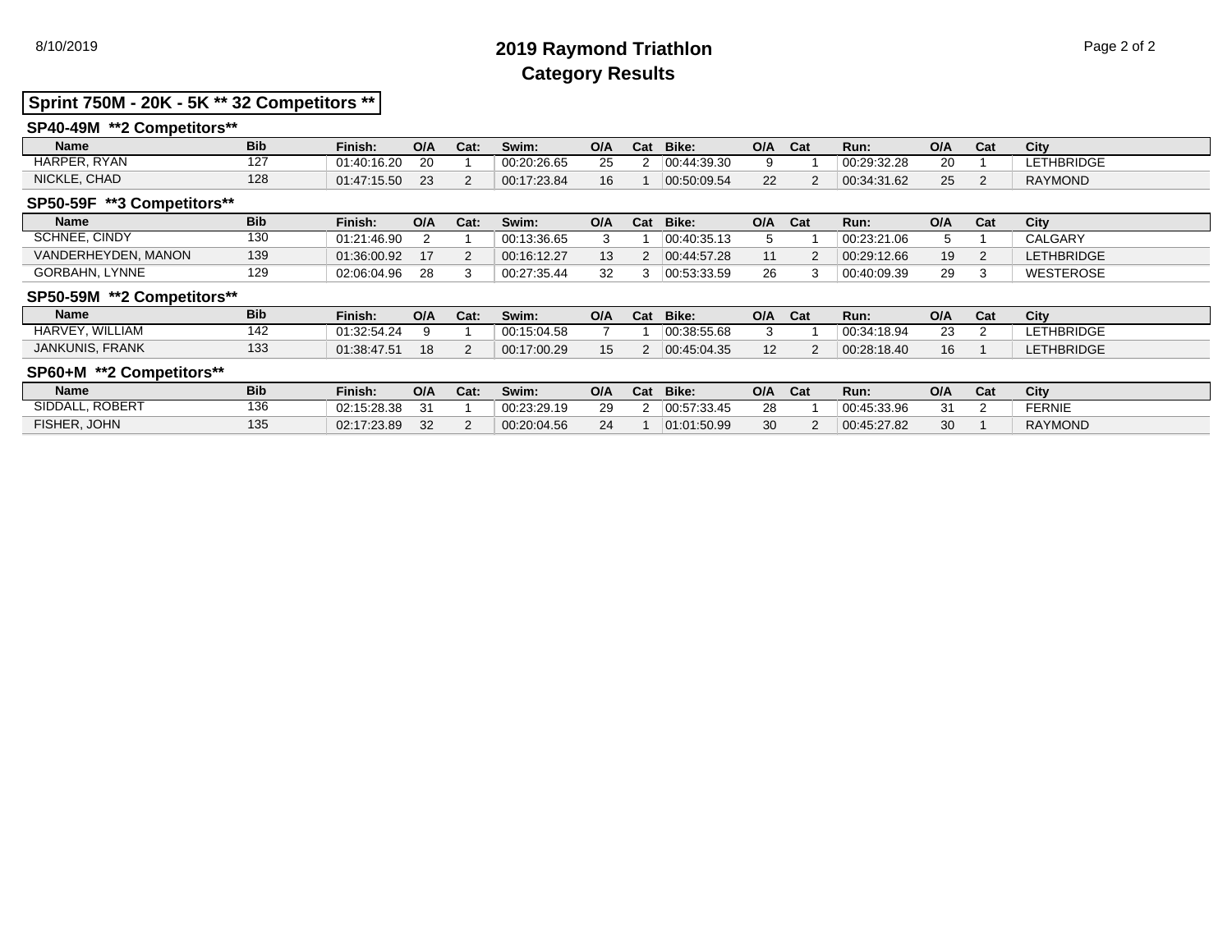# 2019 Raymond Triathlon

## Category Results

### Sprint 750M - 20K - 5K ** 32 Competitors **

#### SP40-49M **2 Competitors**

| Name | Bib | Finish: | O/A | Cat: | Swim: | O/A | Cat | Bike: | O/A | Cat | Run: | O/A | Cat | City |
|---|---|---|---|---|---|---|---|---|---|---|---|---|---|---|
| HARPER, RYAN | 127 | 01:40:16.20 | 20 | 1 | 00:20:26.65 | 25 | 2 | 00:44:39.30 | 9 | 1 | 00:29:32.28 | 20 | 1 | LETHBRIDGE |
| NICKLE, CHAD | 128 | 01:47:15.50 | 23 | 2 | 00:17:23.84 | 16 | 1 | 00:50:09.54 | 22 | 2 | 00:34:31.62 | 25 | 2 | RAYMOND |

#### SP50-59F **3 Competitors**

| Name | Bib | Finish: | O/A | Cat: | Swim: | O/A | Cat | Bike: | O/A | Cat | Run: | O/A | Cat | City |
|---|---|---|---|---|---|---|---|---|---|---|---|---|---|---|
| SCHNEE, CINDY | 130 | 01:21:46.90 | 2 | 1 | 00:13:36.65 | 3 | 1 | 00:40:35.13 | 5 | 1 | 00:23:21.06 | 5 | 1 | CALGARY |
| VANDERHEYDEN, MANON | 139 | 01:36:00.92 | 17 | 2 | 00:16:12.27 | 13 | 2 | 00:44:57.28 | 11 | 2 | 00:29:12.66 | 19 | 2 | LETHBRIDGE |
| GORBAHN, LYNNE | 129 | 02:06:04.96 | 28 | 3 | 00:27:35.44 | 32 | 3 | 00:53:33.59 | 26 | 3 | 00:40:09.39 | 29 | 3 | WESTEROSE |

#### SP50-59M **2 Competitors**

| Name | Bib | Finish: | O/A | Cat: | Swim: | O/A | Cat | Bike: | O/A | Cat | Run: | O/A | Cat | City |
|---|---|---|---|---|---|---|---|---|---|---|---|---|---|---|
| HARVEY, WILLIAM | 142 | 01:32:54.24 | 9 | 1 | 00:15:04.58 | 7 | 1 | 00:38:55.68 | 3 | 1 | 00:34:18.94 | 23 | 2 | LETHBRIDGE |
| JANKUNIS, FRANK | 133 | 01:38:47.51 | 18 | 2 | 00:17:00.29 | 15 | 2 | 00:45:04.35 | 12 | 2 | 00:28:18.40 | 16 | 1 | LETHBRIDGE |

#### SP60+M **2 Competitors**

| Name | Bib | Finish: | O/A | Cat: | Swim: | O/A | Cat | Bike: | O/A | Cat | Run: | O/A | Cat | City |
|---|---|---|---|---|---|---|---|---|---|---|---|---|---|---|
| SIDDALL, ROBERT | 136 | 02:15:28.38 | 31 | 1 | 00:23:29.19 | 29 | 2 | 00:57:33.45 | 28 | 1 | 00:45:33.96 | 31 | 2 | FERNIE |
| FISHER, JOHN | 135 | 02:17:23.89 | 32 | 2 | 00:20:04.56 | 24 | 1 | 01:01:50.99 | 30 | 2 | 00:45:27.82 | 30 | 1 | RAYMOND |